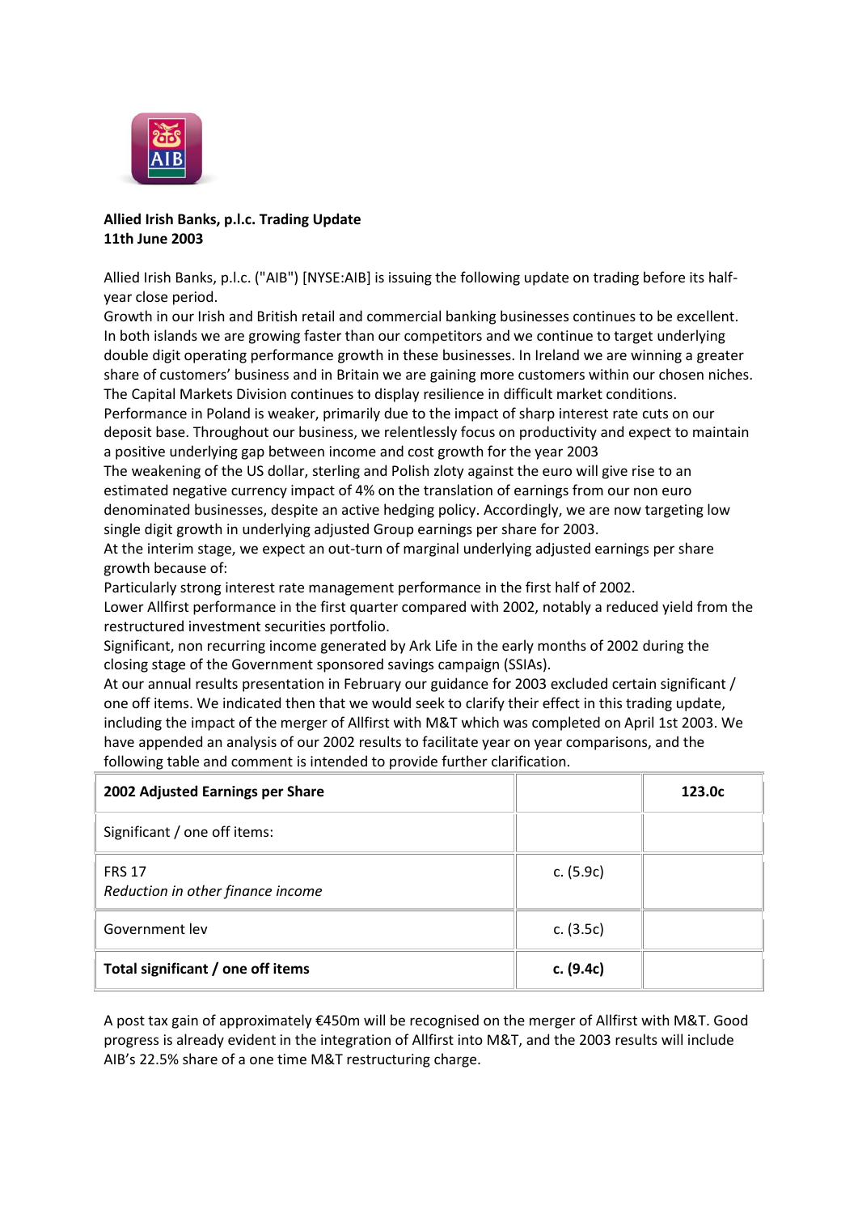**Allied Irish Banks, p.l.c. Trading Update**
**11th June 2003**

Allied Irish Banks, p.l.c. ("AIB") [NYSE:AIB] is issuing the following update on trading before its half-year close period.

Growth in our Irish and British retail and commercial banking businesses continues to be excellent. In both islands we are growing faster than our competitors and we continue to target underlying double digit operating performance growth in these businesses. In Ireland we are winning a greater share of customers' business and in Britain we are gaining more customers within our chosen niches.

The Capital Markets Division continues to display resilience in difficult market conditions.

Performance in Poland is weaker, primarily due to the impact of sharp interest rate cuts on our deposit base. Throughout our business, we relentlessly focus on productivity and expect to maintain a positive underlying gap between income and cost growth for the year 2003

The weakening of the US dollar, sterling and Polish zloty against the euro will give rise to an estimated negative currency impact of 4% on the translation of earnings from our non euro denominated businesses, despite an active hedging policy. Accordingly, we are now targeting low single digit growth in underlying adjusted Group earnings per share for 2003.

At the interim stage, we expect an out-turn of marginal underlying adjusted earnings per share growth because of:

Particularly strong interest rate management performance in the first half of 2002.

Lower Allfirst performance in the first quarter compared with 2002, notably a reduced yield from the restructured investment securities portfolio.

Significant, non recurring income generated by Ark Life in the early months of 2002 during the closing stage of the Government sponsored savings campaign (SSIAs).

At our annual results presentation in February our guidance for 2003 excluded certain significant / one off items. We indicated then that we would seek to clarify their effect in this trading update, including the impact of the merger of Allfirst with M&T which was completed on April 1st 2003. We have appended an analysis of our 2002 results to facilitate year on year comparisons, and the following table and comment is intended to provide further clarification.

| **2002 Adjusted Earnings per Share** | | **123.0c** |
|---|---|---|
| Significant / one off items: | | |
| FRS 17<br>*Reduction in other finance income* | c. (5.9c) | |
| Government lev | c. (3.5c) | |
| **Total significant / one off items** | **c. (9.4c)** | |

A post tax gain of approximately €450m will be recognised on the merger of Allfirst with M&T. Good progress is already evident in the integration of Allfirst into M&T, and the 2003 results will include AIB's 22.5% share of a one time M&T restructuring charge.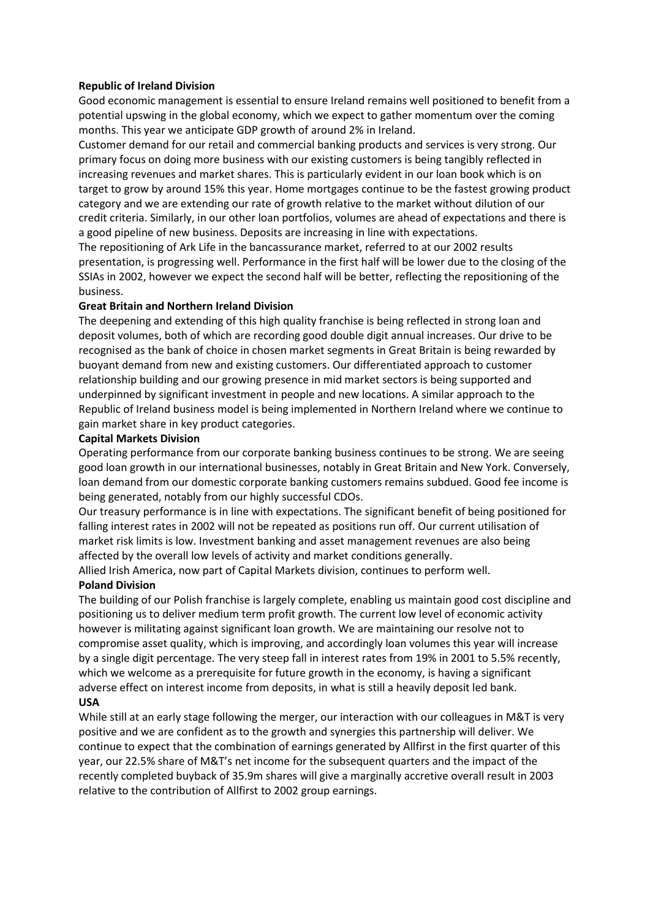**Republic of Ireland Division**

Good economic management is essential to ensure Ireland remains well positioned to benefit from a potential upswing in the global economy, which we expect to gather momentum over the coming months. This year we anticipate GDP growth of around 2% in Ireland.

Customer demand for our retail and commercial banking products and services is very strong. Our primary focus on doing more business with our existing customers is being tangibly reflected in increasing revenues and market shares. This is particularly evident in our loan book which is on target to grow by around 15% this year. Home mortgages continue to be the fastest growing product category and we are extending our rate of growth relative to the market without dilution of our credit criteria. Similarly, in our other loan portfolios, volumes are ahead of expectations and there is a good pipeline of new business. Deposits are increasing in line with expectations.

The repositioning of Ark Life in the bancassurance market, referred to at our 2002 results presentation, is progressing well. Performance in the first half will be lower due to the closing of the SSIAs in 2002, however we expect the second half will be better, reflecting the repositioning of the business.

**Great Britain and Northern Ireland Division**

The deepening and extending of this high quality franchise is being reflected in strong loan and deposit volumes, both of which are recording good double digit annual increases. Our drive to be recognised as the bank of choice in chosen market segments in Great Britain is being rewarded by buoyant demand from new and existing customers. Our differentiated approach to customer relationship building and our growing presence in mid market sectors is being supported and underpinned by significant investment in people and new locations. A similar approach to the Republic of Ireland business model is being implemented in Northern Ireland where we continue to gain market share in key product categories.

**Capital Markets Division**

Operating performance from our corporate banking business continues to be strong. We are seeing good loan growth in our international businesses, notably in Great Britain and New York. Conversely, loan demand from our domestic corporate banking customers remains subdued. Good fee income is being generated, notably from our highly successful CDOs.

Our treasury performance is in line with expectations. The significant benefit of being positioned for falling interest rates in 2002 will not be repeated as positions run off. Our current utilisation of market risk limits is low. Investment banking and asset management revenues are also being affected by the overall low levels of activity and market conditions generally.

Allied Irish America, now part of Capital Markets division, continues to perform well.

**Poland Division**

The building of our Polish franchise is largely complete, enabling us maintain good cost discipline and positioning us to deliver medium term profit growth. The current low level of economic activity however is militating against significant loan growth. We are maintaining our resolve not to compromise asset quality, which is improving, and accordingly loan volumes this year will increase by a single digit percentage. The very steep fall in interest rates from 19% in 2001 to 5.5% recently, which we welcome as a prerequisite for future growth in the economy, is having a significant adverse effect on interest income from deposits, in what is still a heavily deposit led bank.

**USA**

While still at an early stage following the merger, our interaction with our colleagues in M&T is very positive and we are confident as to the growth and synergies this partnership will deliver. We continue to expect that the combination of earnings generated by Allfirst in the first quarter of this year, our 22.5% share of M&T's net income for the subsequent quarters and the impact of the recently completed buyback of 35.9m shares will give a marginally accretive overall result in 2003 relative to the contribution of Allfirst to 2002 group earnings.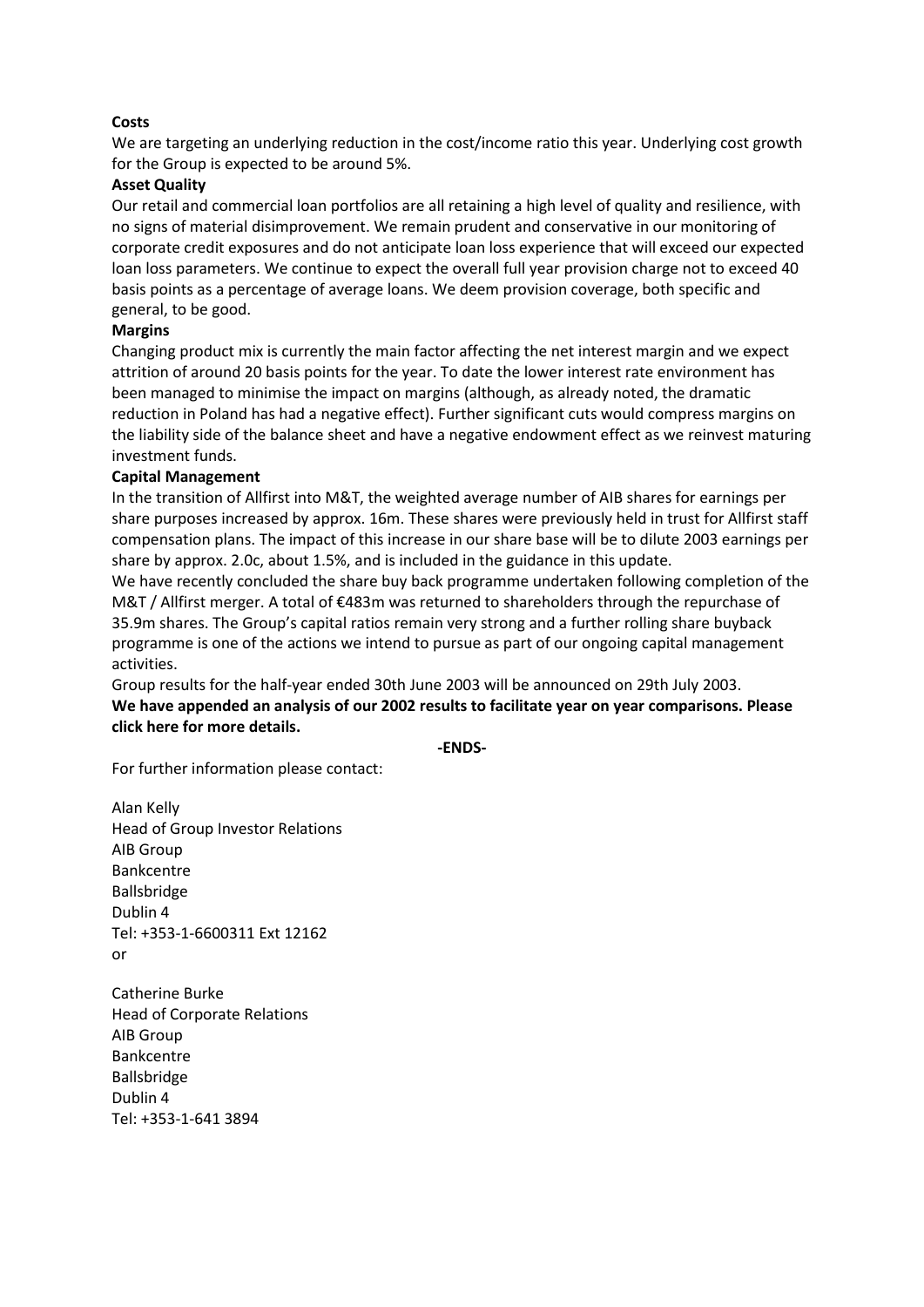**Costs**

We are targeting an underlying reduction in the cost/income ratio this year. Underlying cost growth for the Group is expected to be around 5%.

**Asset Quality**

Our retail and commercial loan portfolios are all retaining a high level of quality and resilience, with no signs of material disimprovement. We remain prudent and conservative in our monitoring of corporate credit exposures and do not anticipate loan loss experience that will exceed our expected loan loss parameters. We continue to expect the overall full year provision charge not to exceed 40 basis points as a percentage of average loans. We deem provision coverage, both specific and general, to be good.

**Margins**

Changing product mix is currently the main factor affecting the net interest margin and we expect attrition of around 20 basis points for the year. To date the lower interest rate environment has been managed to minimise the impact on margins (although, as already noted, the dramatic reduction in Poland has had a negative effect). Further significant cuts would compress margins on the liability side of the balance sheet and have a negative endowment effect as we reinvest maturing investment funds.

**Capital Management**

In the transition of Allfirst into M&T, the weighted average number of AIB shares for earnings per share purposes increased by approx. 16m. These shares were previously held in trust for Allfirst staff compensation plans. The impact of this increase in our share base will be to dilute 2003 earnings per share by approx. 2.0c, about 1.5%, and is included in the guidance in this update.

We have recently concluded the share buy back programme undertaken following completion of the M&T / Allfirst merger. A total of €483m was returned to shareholders through the repurchase of 35.9m shares. The Group's capital ratios remain very strong and a further rolling share buyback programme is one of the actions we intend to pursue as part of our ongoing capital management activities.

Group results for the half-year ended 30th June 2003 will be announced on 29th July 2003.

**We have appended an analysis of our 2002 results to facilitate year on year comparisons. Please click here for more details.**

**-ENDS-**

For further information please contact:

Alan Kelly
Head of Group Investor Relations
AIB Group
Bankcentre
Ballsbridge
Dublin 4
Tel: +353-1-6600311 Ext 12162
or

Catherine Burke
Head of Corporate Relations
AIB Group
Bankcentre
Ballsbridge
Dublin 4
Tel: +353-1-641 3894